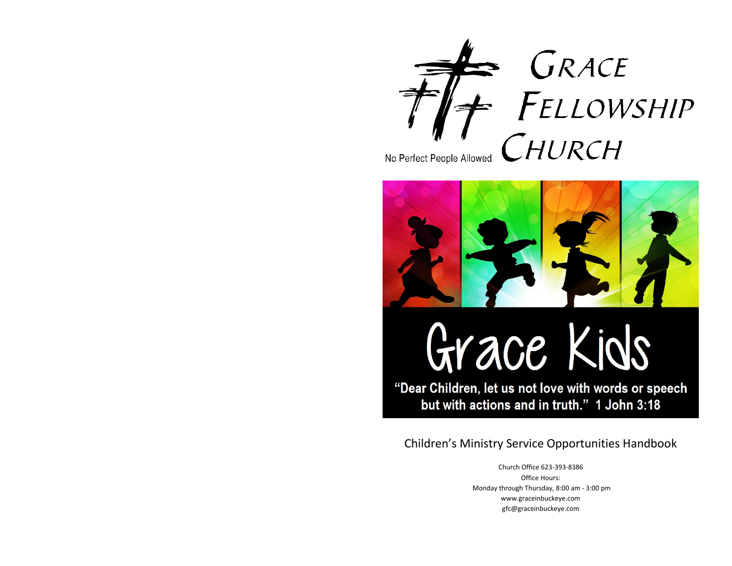# Grace Fellowship Church

No Perfect People Allowed

# Grace Kids

**"Dear Children, let us not love with words or speech but with actions and in truth." 1 John 3:18**

## Children's Ministry Service Opportunities Handbook

Church Office 623-393-8386

Office Hours:

Monday through Thursday, 8:00 am - 3:00 pm

www.graceinbuckeye.com

gfc@graceinbuckeye.com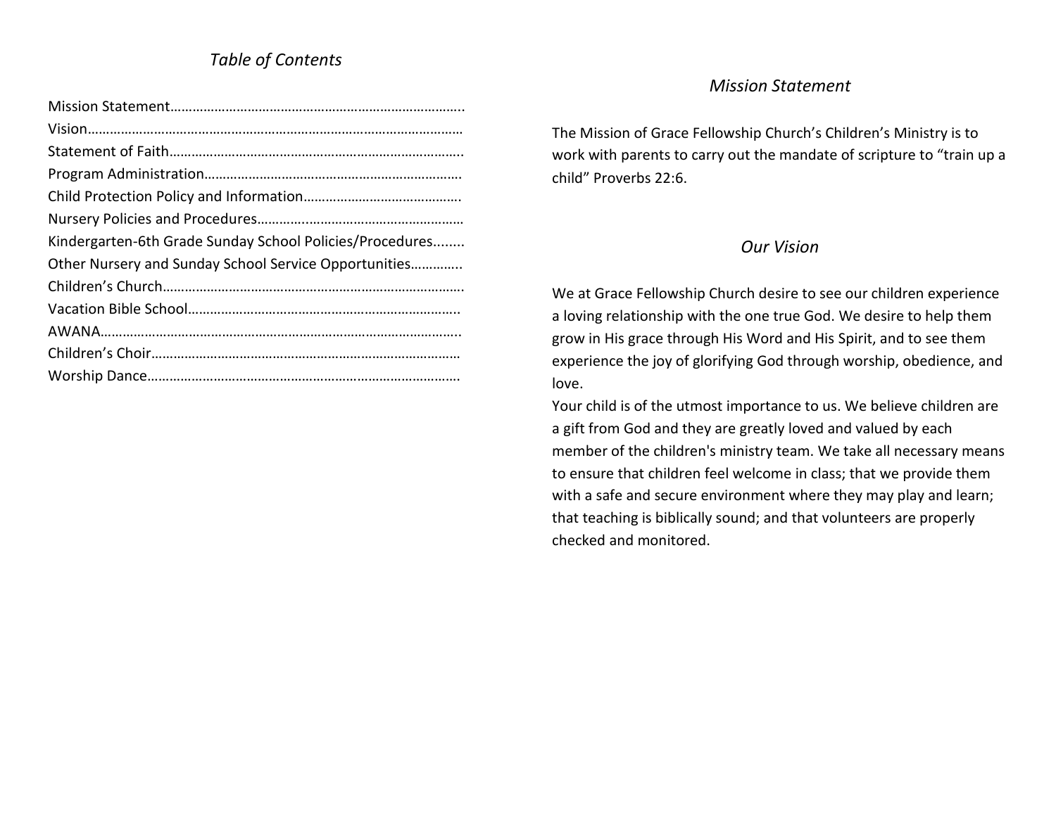## *Table of Contents*

Mission Statement……………………………………………………………………..
Vision…………………………………………………………………………………………
Statement of Faith……………………………………………………………………..
Program Administration…………………………………………………………….
Child Protection Policy and Information…………………………………….
Nursery Policies and Procedures…………………………………………………
Kindergarten-6th Grade Sunday School Policies/Procedures........
Other Nursery and Sunday School Service Opportunities…………..
Children's Church……………………………………………………………………….
Vacation Bible School………………………………………………………………..
AWANA……………………………………………………………………………………..
Children's Choir…………………………………………………………………………
Worship Dance………………………………………………………………………….

## *Mission Statement*

The Mission of Grace Fellowship Church's Children's Ministry is to work with parents to carry out the mandate of scripture to "train up a child" Proverbs 22:6.

## *Our Vision*

We at Grace Fellowship Church desire to see our children experience a loving relationship with the one true God. We desire to help them grow in His grace through His Word and His Spirit, and to see them experience the joy of glorifying God through worship, obedience, and love.

Your child is of the utmost importance to us. We believe children are a gift from God and they are greatly loved and valued by each member of the children's ministry team. We take all necessary means to ensure that children feel welcome in class; that we provide them with a safe and secure environment where they may play and learn; that teaching is biblically sound; and that volunteers are properly checked and monitored.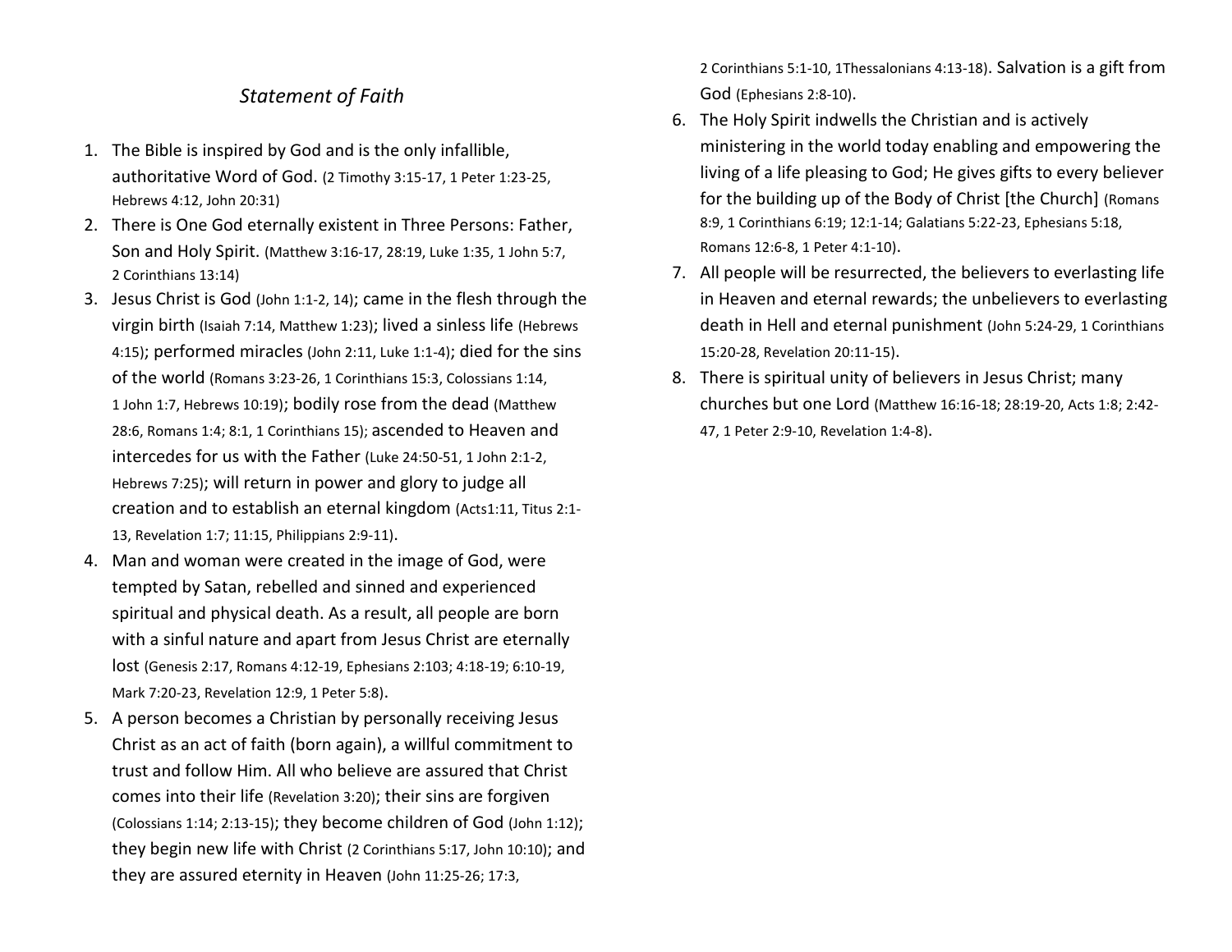*Statement of Faith*

1. The Bible is inspired by God and is the only infallible, authoritative Word of God. (2 Timothy 3:15-17, 1 Peter 1:23-25, Hebrews 4:12, John 20:31)
2. There is One God eternally existent in Three Persons: Father, Son and Holy Spirit. (Matthew 3:16-17, 28:19, Luke 1:35, 1 John 5:7, 2 Corinthians 13:14)
3. Jesus Christ is God (John 1:1-2, 14); came in the flesh through the virgin birth (Isaiah 7:14, Matthew 1:23); lived a sinless life (Hebrews 4:15); performed miracles (John 2:11, Luke 1:1-4); died for the sins of the world (Romans 3:23-26, 1 Corinthians 15:3, Colossians 1:14, 1 John 1:7, Hebrews 10:19); bodily rose from the dead (Matthew 28:6, Romans 1:4; 8:1, 1 Corinthians 15); ascended to Heaven and intercedes for us with the Father (Luke 24:50-51, 1 John 2:1-2, Hebrews 7:25); will return in power and glory to judge all creation and to establish an eternal kingdom (Acts1:11, Titus 2:1-13, Revelation 1:7; 11:15, Philippians 2:9-11).
4. Man and woman were created in the image of God, were tempted by Satan, rebelled and sinned and experienced spiritual and physical death. As a result, all people are born with a sinful nature and apart from Jesus Christ are eternally lost (Genesis 2:17, Romans 4:12-19, Ephesians 2:103; 4:18-19; 6:10-19, Mark 7:20-23, Revelation 12:9, 1 Peter 5:8).
5. A person becomes a Christian by personally receiving Jesus Christ as an act of faith (born again), a willful commitment to trust and follow Him. All who believe are assured that Christ comes into their life (Revelation 3:20); their sins are forgiven (Colossians 1:14; 2:13-15); they become children of God (John 1:12); they begin new life with Christ (2 Corinthians 5:17, John 10:10); and they are assured eternity in Heaven (John 11:25-26; 17:3, 2 Corinthians 5:1-10, 1Thessalonians 4:13-18). Salvation is a gift from God (Ephesians 2:8-10).
6. The Holy Spirit indwells the Christian and is actively ministering in the world today enabling and empowering the living of a life pleasing to God; He gives gifts to every believer for the building up of the Body of Christ [the Church] (Romans 8:9, 1 Corinthians 6:19; 12:1-14; Galatians 5:22-23, Ephesians 5:18, Romans 12:6-8, 1 Peter 4:1-10).
7. All people will be resurrected, the believers to everlasting life in Heaven and eternal rewards; the unbelievers to everlasting death in Hell and eternal punishment (John 5:24-29, 1 Corinthians 15:20-28, Revelation 20:11-15).
8. There is spiritual unity of believers in Jesus Christ; many churches but one Lord (Matthew 16:16-18; 28:19-20, Acts 1:8; 2:42-47, 1 Peter 2:9-10, Revelation 1:4-8).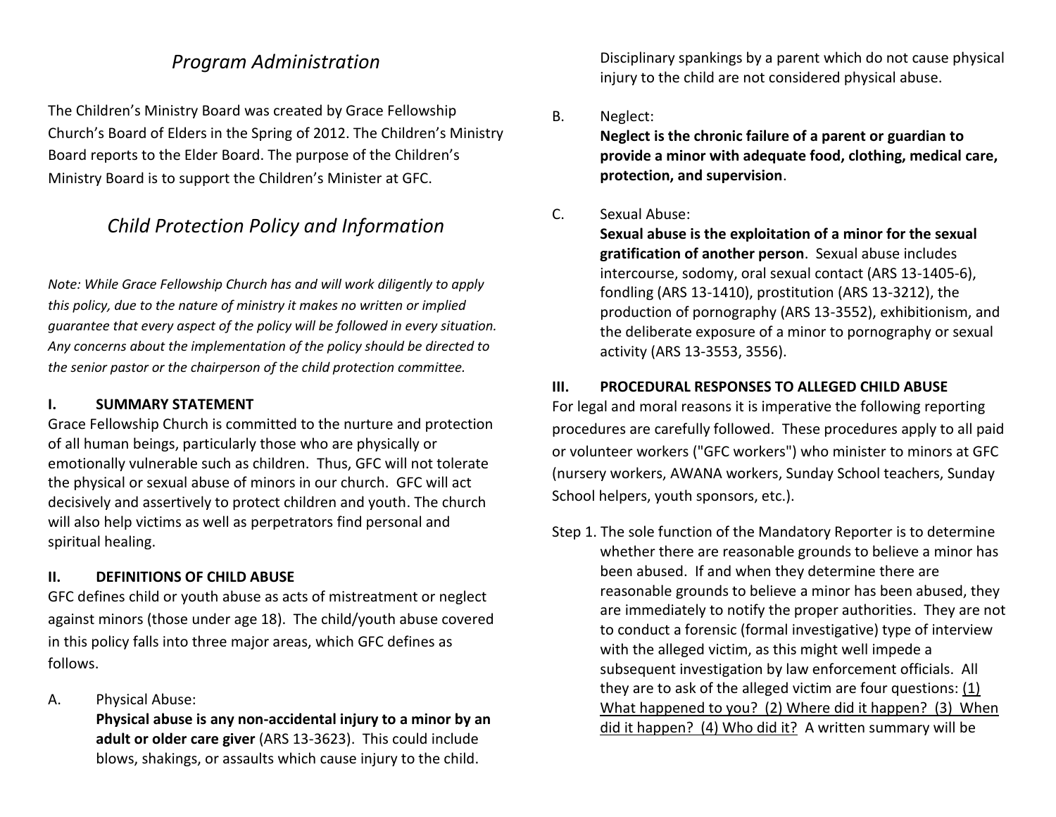## *Program Administration*

The Children's Ministry Board was created by Grace Fellowship Church's Board of Elders in the Spring of 2012. The Children's Ministry Board reports to the Elder Board. The purpose of the Children's Ministry Board is to support the Children's Minister at GFC.

## *Child Protection Policy and Information*

*Note: While Grace Fellowship Church has and will work diligently to apply this policy, due to the nature of ministry it makes no written or implied guarantee that every aspect of the policy will be followed in every situation. Any concerns about the implementation of the policy should be directed to the senior pastor or the chairperson of the child protection committee.*

### I. SUMMARY STATEMENT

Grace Fellowship Church is committed to the nurture and protection of all human beings, particularly those who are physically or emotionally vulnerable such as children. Thus, GFC will not tolerate the physical or sexual abuse of minors in our church. GFC will act decisively and assertively to protect children and youth. The church will also help victims as well as perpetrators find personal and spiritual healing.

### II. DEFINITIONS OF CHILD ABUSE

GFC defines child or youth abuse as acts of mistreatment or neglect against minors (those under age 18). The child/youth abuse covered in this policy falls into three major areas, which GFC defines as follows.

A. Physical Abuse:
   **Physical abuse is any non-accidental injury to a minor by an adult or older care giver** (ARS 13-3623). This could include blows, shakings, or assaults which cause injury to the child. Disciplinary spankings by a parent which do not cause physical injury to the child are not considered physical abuse.

B. Neglect:
   **Neglect is the chronic failure of a parent or guardian to provide a minor with adequate food, clothing, medical care, protection, and supervision**.

C. Sexual Abuse:
   **Sexual abuse is the exploitation of a minor for the sexual gratification of another person**. Sexual abuse includes intercourse, sodomy, oral sexual contact (ARS 13-1405-6), fondling (ARS 13-1410), prostitution (ARS 13-3212), the production of pornography (ARS 13-3552), exhibitionism, and the deliberate exposure of a minor to pornography or sexual activity (ARS 13-3553, 3556).

### III. PROCEDURAL RESPONSES TO ALLEGED CHILD ABUSE

For legal and moral reasons it is imperative the following reporting procedures are carefully followed. These procedures apply to all paid or volunteer workers ("GFC workers") who minister to minors at GFC (nursery workers, AWANA workers, Sunday School teachers, Sunday School helpers, youth sponsors, etc.).

Step 1. The sole function of the Mandatory Reporter is to determine whether there are reasonable grounds to believe a minor has been abused. If and when they determine there are reasonable grounds to believe a minor has been abused, they are immediately to notify the proper authorities. They are not to conduct a forensic (formal investigative) type of interview with the alleged victim, as this might well impede a subsequent investigation by law enforcement officials. All they are to ask of the alleged victim are four questions: <u>(1) What happened to you? (2) Where did it happen? (3) When did it happen? (4) Who did it?</u> A written summary will be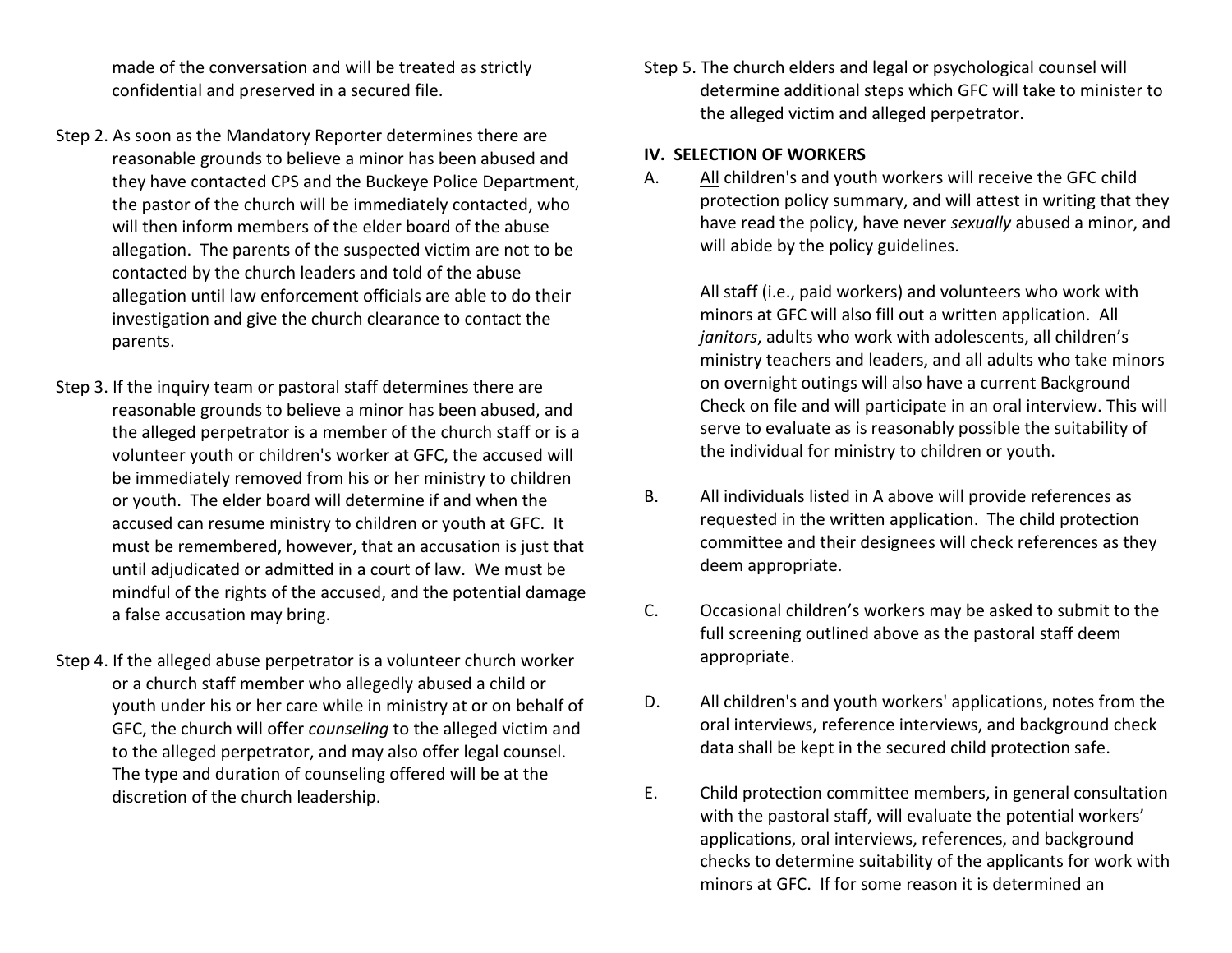made of the conversation and will be treated as strictly confidential and preserved in a secured file.

Step 2. As soon as the Mandatory Reporter determines there are reasonable grounds to believe a minor has been abused and they have contacted CPS and the Buckeye Police Department, the pastor of the church will be immediately contacted, who will then inform members of the elder board of the abuse allegation. The parents of the suspected victim are not to be contacted by the church leaders and told of the abuse allegation until law enforcement officials are able to do their investigation and give the church clearance to contact the parents.

Step 3. If the inquiry team or pastoral staff determines there are reasonable grounds to believe a minor has been abused, and the alleged perpetrator is a member of the church staff or is a volunteer youth or children's worker at GFC, the accused will be immediately removed from his or her ministry to children or youth. The elder board will determine if and when the accused can resume ministry to children or youth at GFC. It must be remembered, however, that an accusation is just that until adjudicated or admitted in a court of law. We must be mindful of the rights of the accused, and the potential damage a false accusation may bring.

Step 4. If the alleged abuse perpetrator is a volunteer church worker or a church staff member who allegedly abused a child or youth under his or her care while in ministry at or on behalf of GFC, the church will offer *counseling* to the alleged victim and to the alleged perpetrator, and may also offer legal counsel. The type and duration of counseling offered will be at the discretion of the church leadership.

Step 5. The church elders and legal or psychological counsel will determine additional steps which GFC will take to minister to the alleged victim and alleged perpetrator.

**IV. SELECTION OF WORKERS**

A. <u>All</u> children's and youth workers will receive the GFC child protection policy summary, and will attest in writing that they have read the policy, have never *sexually* abused a minor, and will abide by the policy guidelines.

All staff (i.e., paid workers) and volunteers who work with minors at GFC will also fill out a written application. All *janitors*, adults who work with adolescents, all children's ministry teachers and leaders, and all adults who take minors on overnight outings will also have a current Background Check on file and will participate in an oral interview. This will serve to evaluate as is reasonably possible the suitability of the individual for ministry to children or youth.

B. All individuals listed in A above will provide references as requested in the written application. The child protection committee and their designees will check references as they deem appropriate.

C. Occasional children's workers may be asked to submit to the full screening outlined above as the pastoral staff deem appropriate.

D. All children's and youth workers' applications, notes from the oral interviews, reference interviews, and background check data shall be kept in the secured child protection safe.

E. Child protection committee members, in general consultation with the pastoral staff, will evaluate the potential workers' applications, oral interviews, references, and background checks to determine suitability of the applicants for work with minors at GFC. If for some reason it is determined an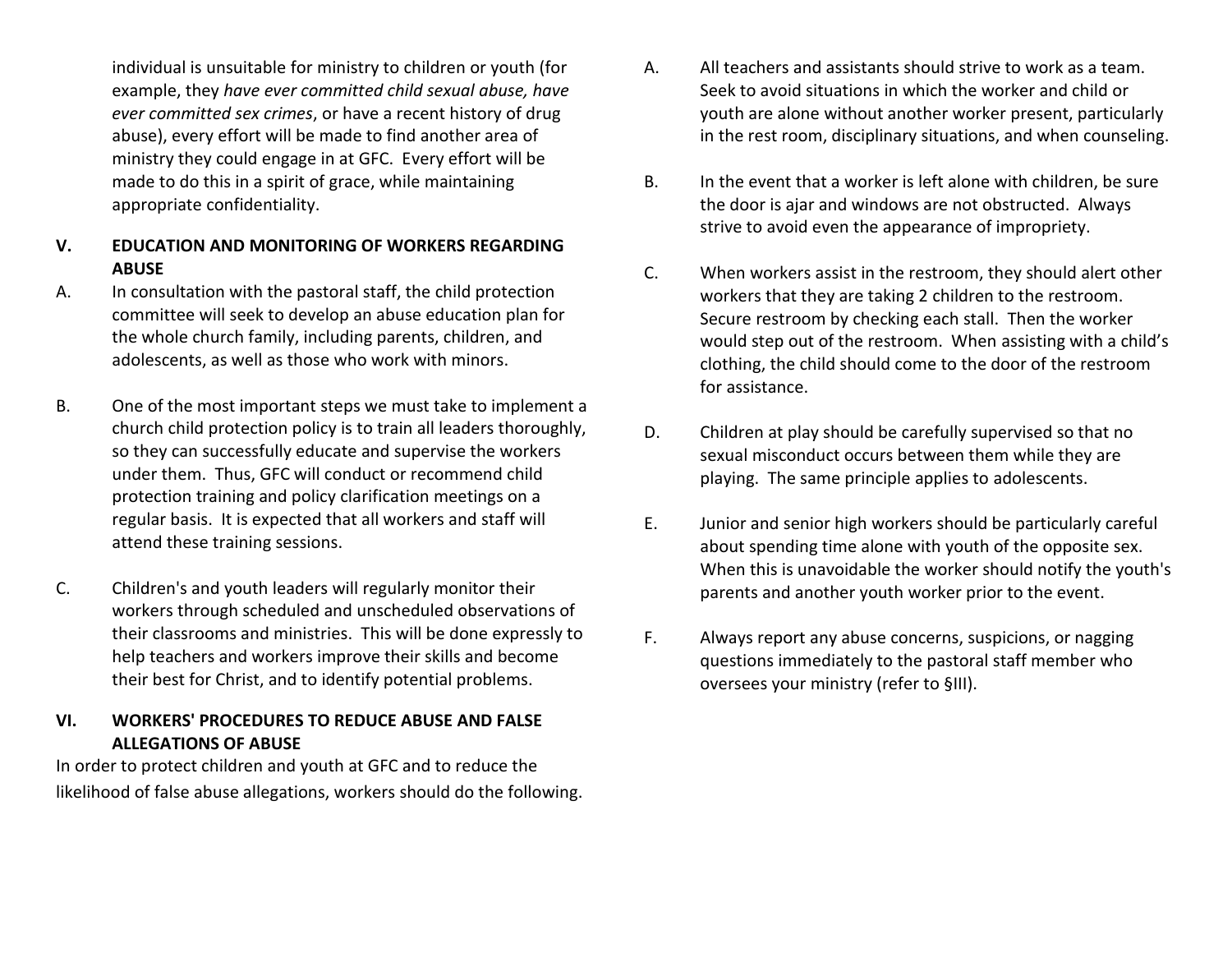individual is unsuitable for ministry to children or youth (for example, they *have ever committed child sexual abuse, have ever committed sex crimes*, or have a recent history of drug abuse), every effort will be made to find another area of ministry they could engage in at GFC. Every effort will be made to do this in a spirit of grace, while maintaining appropriate confidentiality.

## V. EDUCATION AND MONITORING OF WORKERS REGARDING ABUSE

A. In consultation with the pastoral staff, the child protection committee will seek to develop an abuse education plan for the whole church family, including parents, children, and adolescents, as well as those who work with minors.

B. One of the most important steps we must take to implement a church child protection policy is to train all leaders thoroughly, so they can successfully educate and supervise the workers under them. Thus, GFC will conduct or recommend child protection training and policy clarification meetings on a regular basis. It is expected that all workers and staff will attend these training sessions.

C. Children's and youth leaders will regularly monitor their workers through scheduled and unscheduled observations of their classrooms and ministries. This will be done expressly to help teachers and workers improve their skills and become their best for Christ, and to identify potential problems.

## VI. WORKERS' PROCEDURES TO REDUCE ABUSE AND FALSE ALLEGATIONS OF ABUSE

In order to protect children and youth at GFC and to reduce the likelihood of false abuse allegations, workers should do the following.

A. All teachers and assistants should strive to work as a team. Seek to avoid situations in which the worker and child or youth are alone without another worker present, particularly in the rest room, disciplinary situations, and when counseling.

B. In the event that a worker is left alone with children, be sure the door is ajar and windows are not obstructed. Always strive to avoid even the appearance of impropriety.

C. When workers assist in the restroom, they should alert other workers that they are taking 2 children to the restroom. Secure restroom by checking each stall. Then the worker would step out of the restroom. When assisting with a child's clothing, the child should come to the door of the restroom for assistance.

D. Children at play should be carefully supervised so that no sexual misconduct occurs between them while they are playing. The same principle applies to adolescents.

E. Junior and senior high workers should be particularly careful about spending time alone with youth of the opposite sex. When this is unavoidable the worker should notify the youth's parents and another youth worker prior to the event.

F. Always report any abuse concerns, suspicions, or nagging questions immediately to the pastoral staff member who oversees your ministry (refer to §III).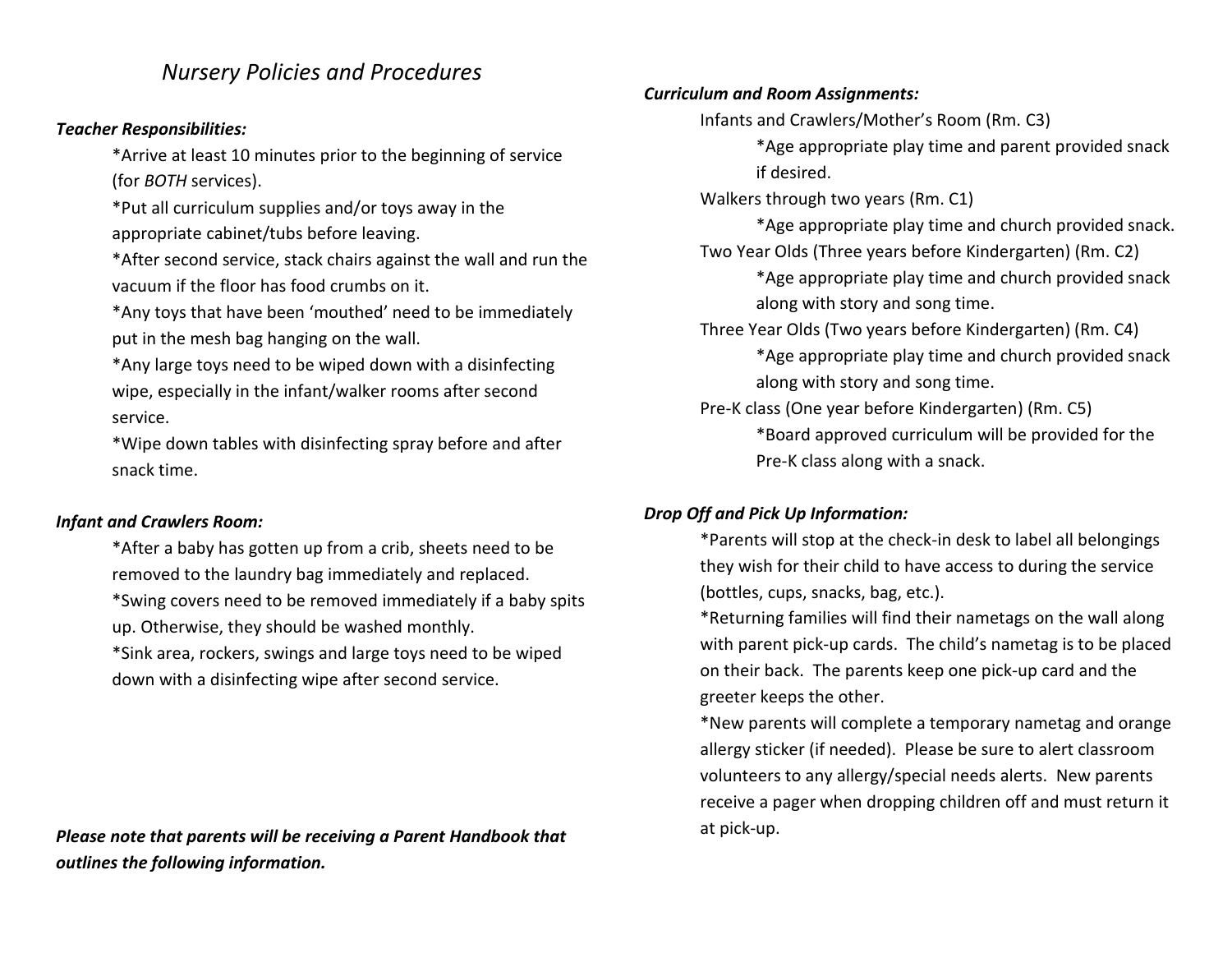# *Nursery Policies and Procedures*

***Teacher Responsibilities:***

*Arrive at least 10 minutes prior to the beginning of service (for *BOTH* services).

*Put all curriculum supplies and/or toys away in the appropriate cabinet/tubs before leaving.

*After second service, stack chairs against the wall and run the vacuum if the floor has food crumbs on it.

*Any toys that have been 'mouthed' need to be immediately put in the mesh bag hanging on the wall.

*Any large toys need to be wiped down with a disinfecting wipe, especially in the infant/walker rooms after second service.

*Wipe down tables with disinfecting spray before and after snack time.

***Infant and Crawlers Room:***

*After a baby has gotten up from a crib, sheets need to be removed to the laundry bag immediately and replaced.

*Swing covers need to be removed immediately if a baby spits up. Otherwise, they should be washed monthly.

*Sink area, rockers, swings and large toys need to be wiped down with a disinfecting wipe after second service.

***Please note that parents will be receiving a Parent Handbook that outlines the following information.***

***Curriculum and Room Assignments:***

Infants and Crawlers/Mother's Room (Rm. C3)

*Age appropriate play time and parent provided snack if desired.

Walkers through two years (Rm. C1)

*Age appropriate play time and church provided snack.

Two Year Olds (Three years before Kindergarten) (Rm. C2)

*Age appropriate play time and church provided snack along with story and song time.

Three Year Olds (Two years before Kindergarten) (Rm. C4)

*Age appropriate play time and church provided snack along with story and song time.

Pre-K class (One year before Kindergarten) (Rm. C5)

*Board approved curriculum will be provided for the Pre-K class along with a snack.

***Drop Off and Pick Up Information:***

*Parents will stop at the check-in desk to label all belongings they wish for their child to have access to during the service (bottles, cups, snacks, bag, etc.).

*Returning families will find their nametags on the wall along with parent pick-up cards. The child's nametag is to be placed on their back. The parents keep one pick-up card and the greeter keeps the other.

*New parents will complete a temporary nametag and orange allergy sticker (if needed). Please be sure to alert classroom volunteers to any allergy/special needs alerts. New parents receive a pager when dropping children off and must return it at pick-up.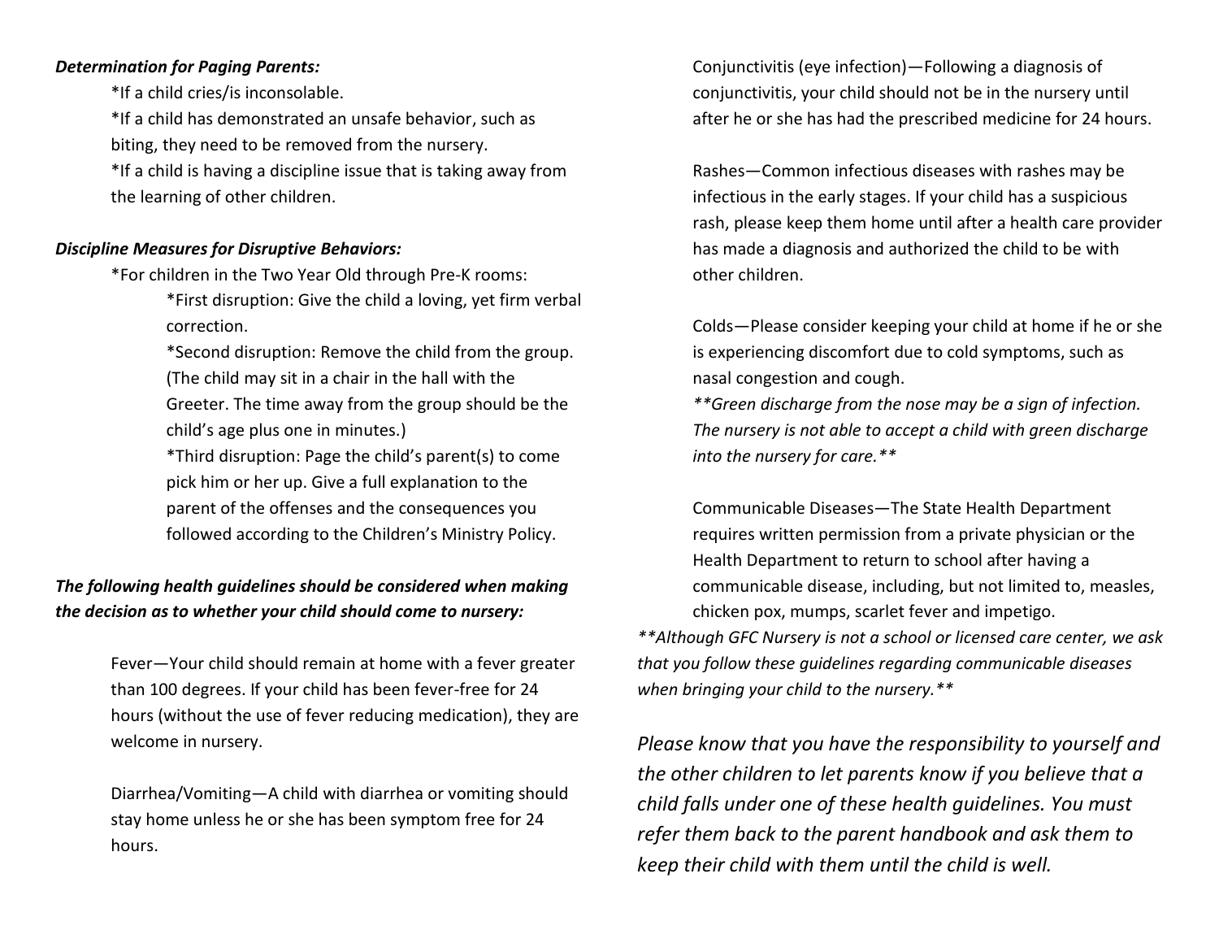***Determination for Paging Parents:***

*If a child cries/is inconsolable.

*If a child has demonstrated an unsafe behavior, such as biting, they need to be removed from the nursery.

*If a child is having a discipline issue that is taking away from the learning of other children.

***Discipline Measures for Disruptive Behaviors:***

*For children in the Two Year Old through Pre-K rooms:

*First disruption: Give the child a loving, yet firm verbal correction.

*Second disruption: Remove the child from the group. (The child may sit in a chair in the hall with the Greeter. The time away from the group should be the child's age plus one in minutes.)

*Third disruption: Page the child's parent(s) to come pick him or her up. Give a full explanation to the parent of the offenses and the consequences you followed according to the Children's Ministry Policy.

***The following health guidelines should be considered when making the decision as to whether your child should come to nursery:***

Fever—Your child should remain at home with a fever greater than 100 degrees. If your child has been fever-free for 24 hours (without the use of fever reducing medication), they are welcome in nursery.

Diarrhea/Vomiting—A child with diarrhea or vomiting should stay home unless he or she has been symptom free for 24 hours.

Conjunctivitis (eye infection)—Following a diagnosis of conjunctivitis, your child should not be in the nursery until after he or she has had the prescribed medicine for 24 hours.

Rashes—Common infectious diseases with rashes may be infectious in the early stages. If your child has a suspicious rash, please keep them home until after a health care provider has made a diagnosis and authorized the child to be with other children.

Colds—Please consider keeping your child at home if he or she is experiencing discomfort due to cold symptoms, such as nasal congestion and cough.

*\*\*Green discharge from the nose may be a sign of infection. The nursery is not able to accept a child with green discharge into the nursery for care.\*\**

Communicable Diseases—The State Health Department requires written permission from a private physician or the Health Department to return to school after having a communicable disease, including, but not limited to, measles, chicken pox, mumps, scarlet fever and impetigo.

*\*\*Although GFC Nursery is not a school or licensed care center, we ask that you follow these guidelines regarding communicable diseases when bringing your child to the nursery.\*\**

*Please know that you have the responsibility to yourself and the other children to let parents know if you believe that a child falls under one of these health guidelines. You must refer them back to the parent handbook and ask them to keep their child with them until the child is well.*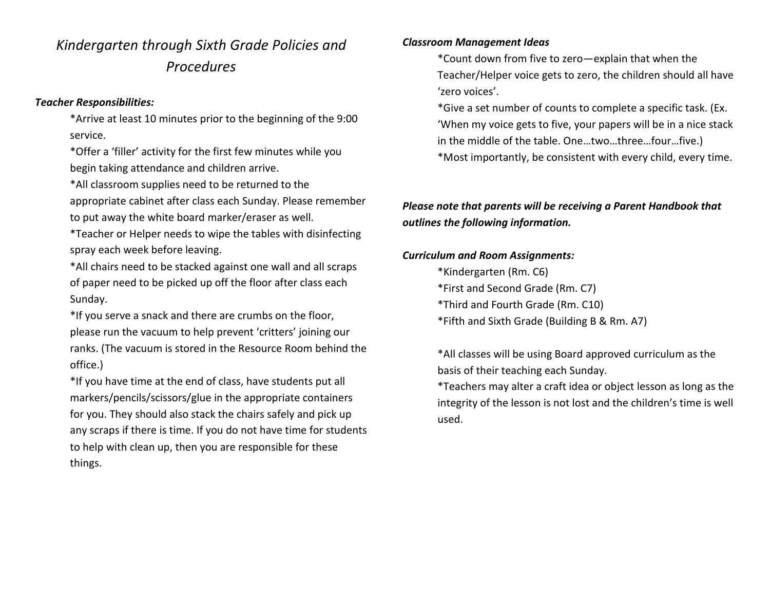# *Kindergarten through Sixth Grade Policies and Procedures*

***Teacher Responsibilities:***

*Arrive at least 10 minutes prior to the beginning of the 9:00 service.

*Offer a 'filler' activity for the first few minutes while you begin taking attendance and children arrive.

*All classroom supplies need to be returned to the appropriate cabinet after class each Sunday. Please remember to put away the white board marker/eraser as well.

*Teacher or Helper needs to wipe the tables with disinfecting spray each week before leaving.

*All chairs need to be stacked against one wall and all scraps of paper need to be picked up off the floor after class each Sunday.

*If you serve a snack and there are crumbs on the floor, please run the vacuum to help prevent 'critters' joining our ranks. (The vacuum is stored in the Resource Room behind the office.)

*If you have time at the end of class, have students put all markers/pencils/scissors/glue in the appropriate containers for you. They should also stack the chairs safely and pick up any scraps if there is time. If you do not have time for students to help with clean up, then you are responsible for these things.

***Classroom Management Ideas***

*Count down from five to zero—explain that when the Teacher/Helper voice gets to zero, the children should all have 'zero voices'.

*Give a set number of counts to complete a specific task. (Ex. 'When my voice gets to five, your papers will be in a nice stack in the middle of the table. One…two…three…four…five.)

*Most importantly, be consistent with every child, every time.

***Please note that parents will be receiving a Parent Handbook that outlines the following information.***

***Curriculum and Room Assignments:***

*Kindergarten (Rm. C6)

*First and Second Grade (Rm. C7)

*Third and Fourth Grade (Rm. C10)

*Fifth and Sixth Grade (Building B & Rm. A7)

*All classes will be using Board approved curriculum as the basis of their teaching each Sunday.

*Teachers may alter a craft idea or object lesson as long as the integrity of the lesson is not lost and the children's time is well used.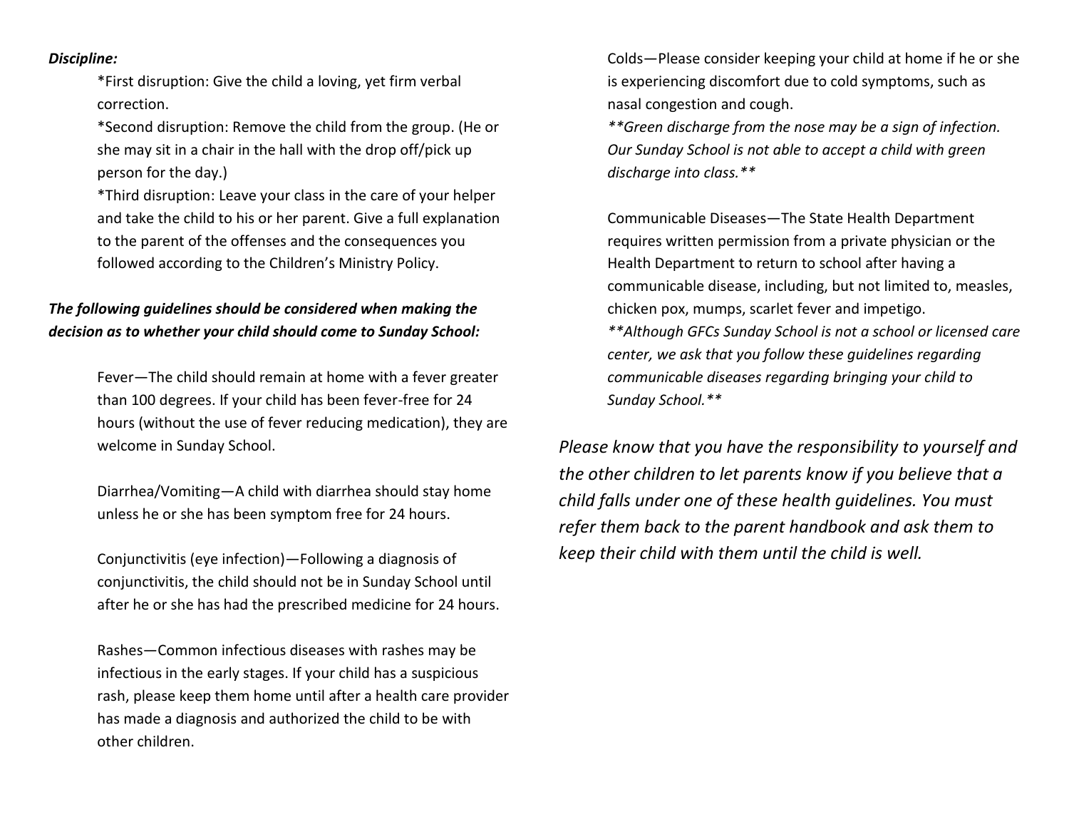***Discipline:***

*First disruption: Give the child a loving, yet firm verbal correction.

*Second disruption: Remove the child from the group. (He or she may sit in a chair in the hall with the drop off/pick up person for the day.)

*Third disruption: Leave your class in the care of your helper and take the child to his or her parent. Give a full explanation to the parent of the offenses and the consequences you followed according to the Children's Ministry Policy.

***The following guidelines should be considered when making the decision as to whether your child should come to Sunday School:***

Fever—The child should remain at home with a fever greater than 100 degrees. If your child has been fever-free for 24 hours (without the use of fever reducing medication), they are welcome in Sunday School.

Diarrhea/Vomiting—A child with diarrhea should stay home unless he or she has been symptom free for 24 hours.

Conjunctivitis (eye infection)—Following a diagnosis of conjunctivitis, the child should not be in Sunday School until after he or she has had the prescribed medicine for 24 hours.

Rashes—Common infectious diseases with rashes may be infectious in the early stages. If your child has a suspicious rash, please keep them home until after a health care provider has made a diagnosis and authorized the child to be with other children.

Colds—Please consider keeping your child at home if he or she is experiencing discomfort due to cold symptoms, such as nasal congestion and cough.

*\*\*Green discharge from the nose may be a sign of infection. Our Sunday School is not able to accept a child with green discharge into class.\*\**

Communicable Diseases—The State Health Department requires written permission from a private physician or the Health Department to return to school after having a communicable disease, including, but not limited to, measles, chicken pox, mumps, scarlet fever and impetigo.

*\*\*Although GFCs Sunday School is not a school or licensed care center, we ask that you follow these guidelines regarding communicable diseases regarding bringing your child to Sunday School.\*\**

*Please know that you have the responsibility to yourself and the other children to let parents know if you believe that a child falls under one of these health guidelines. You must refer them back to the parent handbook and ask them to keep their child with them until the child is well.*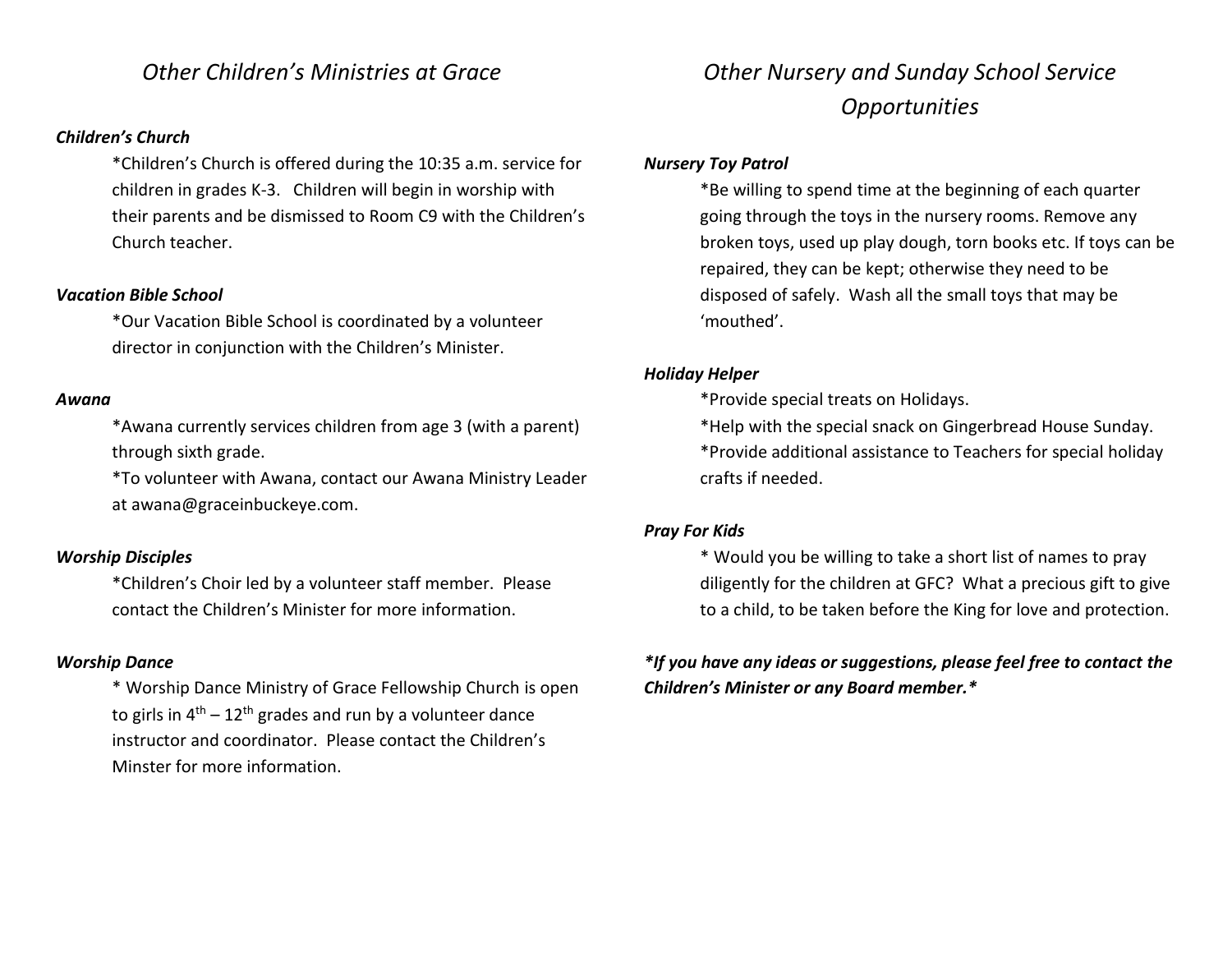## *Other Children's Ministries at Grace*

***Children's Church***

*Children's Church is offered during the 10:35 a.m. service for children in grades K-3. Children will begin in worship with their parents and be dismissed to Room C9 with the Children's Church teacher.

***Vacation Bible School***

*Our Vacation Bible School is coordinated by a volunteer director in conjunction with the Children's Minister.

***Awana***

*Awana currently services children from age 3 (with a parent) through sixth grade.

*To volunteer with Awana, contact our Awana Ministry Leader at awana@graceinbuckeye.com.

***Worship Disciples***

*Children's Choir led by a volunteer staff member. Please contact the Children's Minister for more information.

***Worship Dance***

* Worship Dance Ministry of Grace Fellowship Church is open to girls in 4th – 12th grades and run by a volunteer dance instructor and coordinator. Please contact the Children's Minster for more information.

## *Other Nursery and Sunday School Service Opportunities*

***Nursery Toy Patrol***

*Be willing to spend time at the beginning of each quarter going through the toys in the nursery rooms. Remove any broken toys, used up play dough, torn books etc. If toys can be repaired, they can be kept; otherwise they need to be disposed of safely. Wash all the small toys that may be 'mouthed'.

***Holiday Helper***

*Provide special treats on Holidays.

*Help with the special snack on Gingerbread House Sunday.

*Provide additional assistance to Teachers for special holiday crafts if needed.

***Pray For Kids***

* Would you be willing to take a short list of names to pray diligently for the children at GFC? What a precious gift to give to a child, to be taken before the King for love and protection.

***If you have any ideas or suggestions, please feel free to contact the Children's Minister or any Board member.***